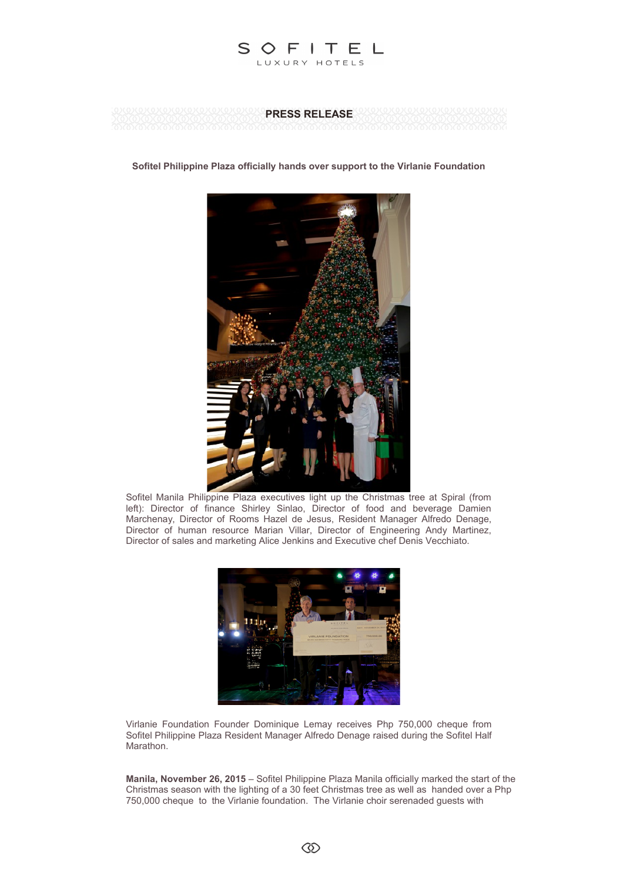SOFITEL

LUXURY HOTELS

**PRESS RELEASE**

**Sofitel Philippine Plaza officially hands over support to the Virlanie Foundation**

Sofitel Manila Philippine Plaza executives light up the Christmas tree at Spiral (from left): Director of finance Shirley Sinlao, Director of food and beverage Damien Marchenay, Director of Rooms Hazel de Jesus, Resident Manager Alfredo Denage, Director of human resource Marian Villar, Director of Engineering Andy Martinez, Director of sales and marketing Alice Jenkins and Executive chef Denis Vecchiato.

Virlanie Foundation Founder Dominique Lemay receives Php 750,000 cheque from Sofitel Philippine Plaza Resident Manager Alfredo Denage raised during the Sofitel Half Marathon.

**Manila, November 26, 2015** – Sofitel Philippine Plaza Manila officially marked the start of the Christmas season with the lighting of a 30 feet Christmas tree as well as handed over a Php 750,000 cheque to the Virlanie foundation. The Virlanie choir serenaded guests with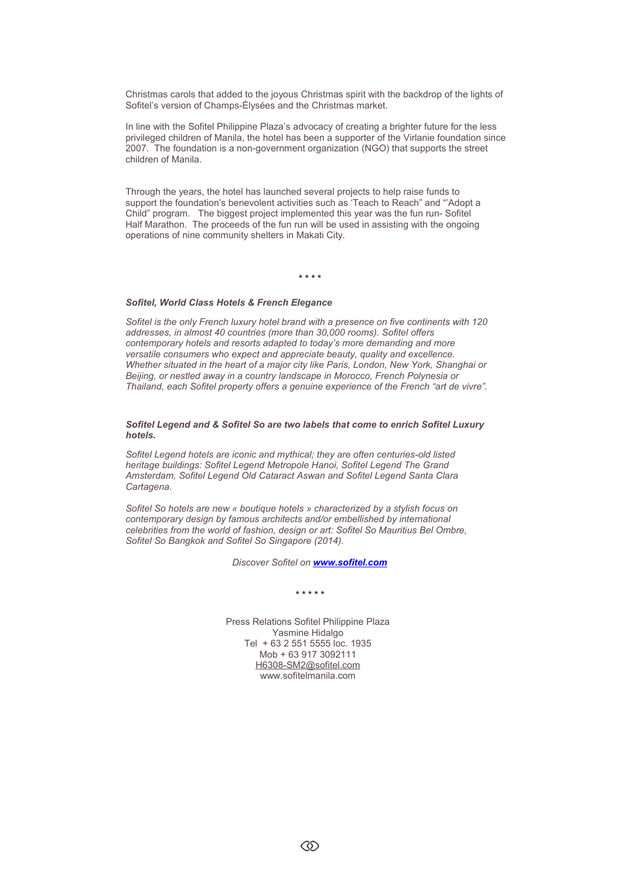Christmas carols that added to the joyous Christmas spirit with the backdrop of the lights of Sofitel's version of Champs-Élysées and the Christmas market.

In line with the Sofitel Philippine Plaza's advocacy of creating a brighter future for the less privileged children of Manila, the hotel has been a supporter of the Virlanie foundation since 2007. The foundation is a non-government organization (NGO) that supports the street children of Manila.

Through the years, the hotel has launched several projects to help raise funds to support the foundation's benevolent activities such as 'Teach to Reach" and "'Adopt a Child" program. The biggest project implemented this year was the fun run- Sofitel Half Marathon. The proceeds of the fun run will be used in assisting with the ongoing operations of nine community shelters in Makati City.

\* \* \* \*

***Sofitel, World Class Hotels & French Elegance***

*Sofitel is the only French luxury hotel brand with a presence on five continents with 120 addresses, in almost 40 countries (more than 30,000 rooms). Sofitel offers contemporary hotels and resorts adapted to today's more demanding and more versatile consumers who expect and appreciate beauty, quality and excellence. Whether situated in the heart of a major city like Paris, London, New York, Shanghai or Beijing, or nestled away in a country landscape in Morocco, French Polynesia or Thailand, each Sofitel property offers a genuine experience of the French "art de vivre".*

***Sofitel Legend and & Sofitel So are two labels that come to enrich Sofitel Luxury hotels.***

*Sofitel Legend hotels are iconic and mythical; they are often centuries-old listed heritage buildings: Sofitel Legend Metropole Hanoi, Sofitel Legend The Grand Amsterdam, Sofitel Legend Old Cataract Aswan and Sofitel Legend Santa Clara Cartagena.*

*Sofitel So hotels are new « boutique hotels » characterized by a stylish focus on contemporary design by famous architects and/or embellished by international celebrities from the world of fashion, design or art: Sofitel So Mauritius Bel Ombre, Sofitel So Bangkok and Sofitel So Singapore (2014).*

*Discover Sofitel on* ***[www.sofitel.com](http://www.sofitel.com)***

\* \* \* \* \*

Press Relations Sofitel Philippine Plaza
Yasmine Hidalgo
Tel + 63 2 551 5555 loc. 1935
Mob + 63 917 3092111
H6308-SM2@sofitel.com
www.sofitelmanila.com